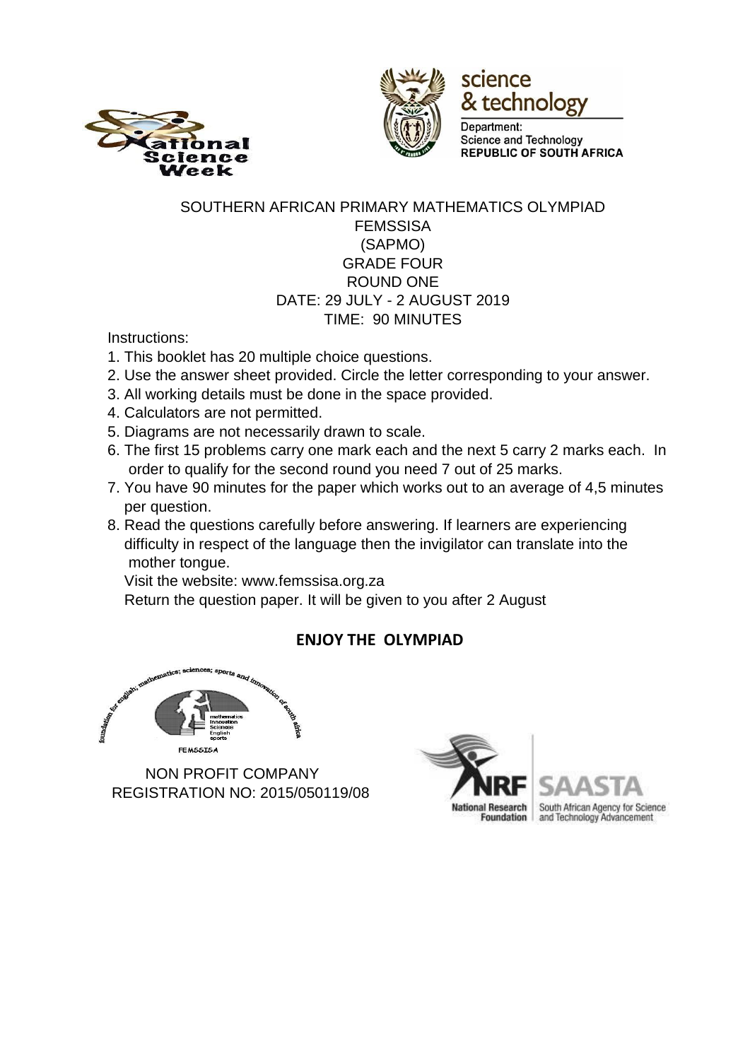science
& technology

Department:
Science and Technology
REPUBLIC OF SOUTH AFRICA

# SOUTHERN AFRICAN PRIMARY MATHEMATICS OLYMPIAD
## FEMSSISA
## (SAPMO)
## GRADE FOUR
## ROUND ONE
## DATE: 29 JULY - 2 AUGUST 2019
## TIME: 90 MINUTES

Instructions:

1. This booklet has 20 multiple choice questions.
2. Use the answer sheet provided. Circle the letter corresponding to your answer.
3. All working details must be done in the space provided.
4. Calculators are not permitted.
5. Diagrams are not necessarily drawn to scale.
6. The first 15 problems carry one mark each and the next 5 carry 2 marks each. In order to qualify for the second round you need 7 out of 25 marks.
7. You have 90 minutes for the paper which works out to an average of 4,5 minutes per question.
8. Read the questions carefully before answering. If learners are experiencing difficulty in respect of the language then the invigilator can translate into the mother tongue.

   Visit the website: www.femssisa.org.za

   Return the question paper. It will be given to you after 2 August

**ENJOY THE OLYMPIAD**

NON PROFIT COMPANY
REGISTRATION NO: 2015/050119/08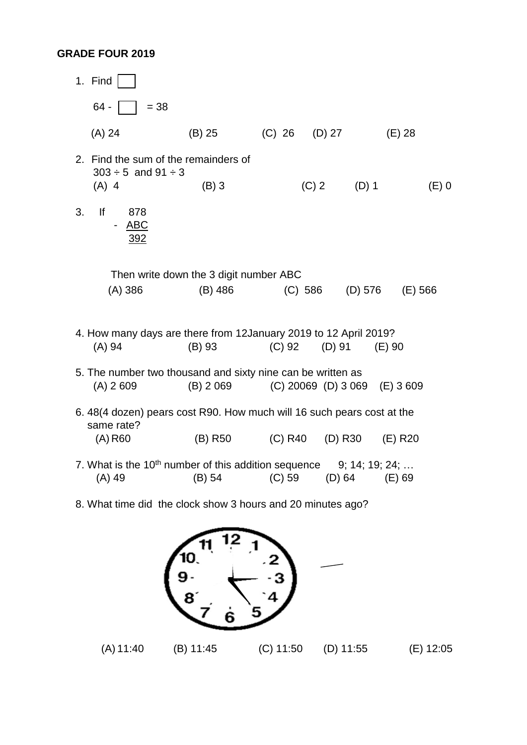**GRADE FOUR 2019**

1. Find ☐

   64 - ☐ = 38

   (A) 24 (B) 25 (C) 26 (D) 27 (E) 28

2. Find the sum of the remainders of
   303 ÷ 5 and 91 ÷ 3

   (A) 4 (B) 3 (C) 2 (D) 1 (E) 0

3. If

   $$\begin{array}{r} 878 \\ -\ \underline{ABC} \\ \underline{392} \end{array}$$

   Then write down the 3 digit number ABC

   (A) 386 (B) 486 (C) 586 (D) 576 (E) 566

4. How many days are there from 12January 2019 to 12 April 2019?

   (A) 94 (B) 93 (C) 92 (D) 91 (E) 90

5. The number two thousand and sixty nine can be written as

   (A) 2 609 (B) 2 069 (C) 20069 (D) 3 069 (E) 3 609

6. 48(4 dozen) pears cost R90. How much will 16 such pears cost at the same rate?

   (A) R60 (B) R50 (C) R40 (D) R30 (E) R20

7. What is the 10th number of this addition sequence 9; 14; 19; 24; …

   (A) 49 (B) 54 (C) 59 (D) 64 (E) 69

8. What time did the clock show 3 hours and 20 minutes ago?

   (A) 11:40 (B) 11:45 (C) 11:50 (D) 11:55 (E) 12:05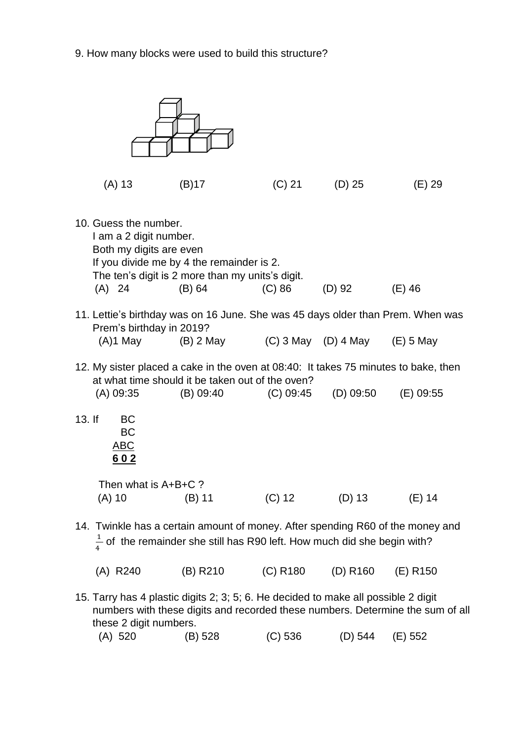9. How many blocks were used to build this structure?

(A) 13 (B) 17 (C) 21 (D) 25 (E) 29

10. Guess the number.
I am a 2 digit number.
Both my digits are even
If you divide me by 4 the remainder is 2.
The ten's digit is 2 more than my units's digit.
(A) 24 (B) 64 (C) 86 (D) 92 (E) 46

11. Lettie's birthday was on 16 June. She was 45 days older than Prem. When was Prem's birthday in 2019?
(A) 1 May (B) 2 May (C) 3 May (D) 4 May (E) 5 May

12. My sister placed a cake in the oven at 08:40: It takes 75 minutes to bake, then at what time should it be taken out of the oven?
(A) 09:35 (B) 09:40 (C) 09:45 (D) 09:50 (E) 09:55

13. If

```
  BC
  BC
 ABC
 ---
 602
```

Then what is A+B+C ?
(A) 10 (B) 11 (C) 12 (D) 13 (E) 14

14. Twinkle has a certain amount of money. After spending R60 of the money and $\frac{1}{4}$ of the remainder she still has R90 left. How much did she begin with?

(A) R240 (B) R210 (C) R180 (D) R160 (E) R150

15. Tarry has 4 plastic digits 2; 3; 5; 6. He decided to make all possible 2 digit numbers with these digits and recorded these numbers. Determine the sum of all these 2 digit numbers.
(A) 520 (B) 528 (C) 536 (D) 544 (E) 552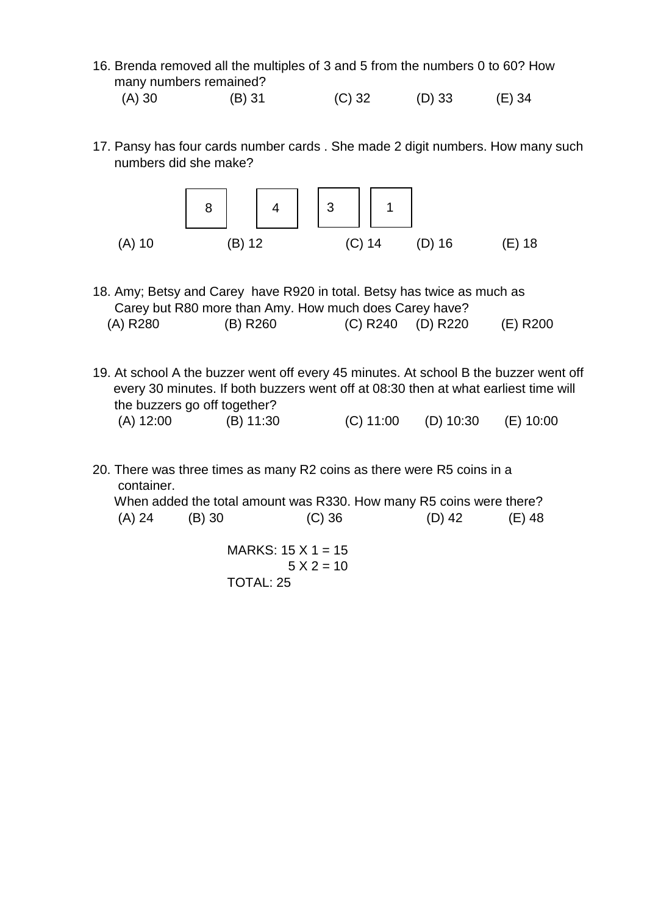16. Brenda removed all the multiples of 3 and 5 from the numbers 0 to 60? How many numbers remained?

    (A) 30  (B) 31  (C) 32  (D) 33  (E) 34

17. Pansy has four cards number cards . She made 2 digit numbers. How many such numbers did she make?

    | 8 | 4 | 3 | 1 |
    |---|---|---|---|

    (A) 10  (B) 12  (C) 14  (D) 16  (E) 18

18. Amy; Betsy and Carey have R920 in total. Betsy has twice as much as Carey but R80 more than Amy. How much does Carey have?

    (A) R280  (B) R260  (C) R240  (D) R220  (E) R200

19. At school A the buzzer went off every 45 minutes. At school B the buzzer went off every 30 minutes. If both buzzers went off at 08:30 then at what earliest time will the buzzers go off together?

    (A) 12:00  (B) 11:30  (C) 11:00  (D) 10:30  (E) 10:00

20. There was three times as many R2 coins as there were R5 coins in a container.

    When added the total amount was R330. How many R5 coins were there?

    (A) 24  (B) 30  (C) 36  (D) 42  (E) 48

MARKS: 15 X 1 = 15
5 X 2 = 10
TOTAL: 25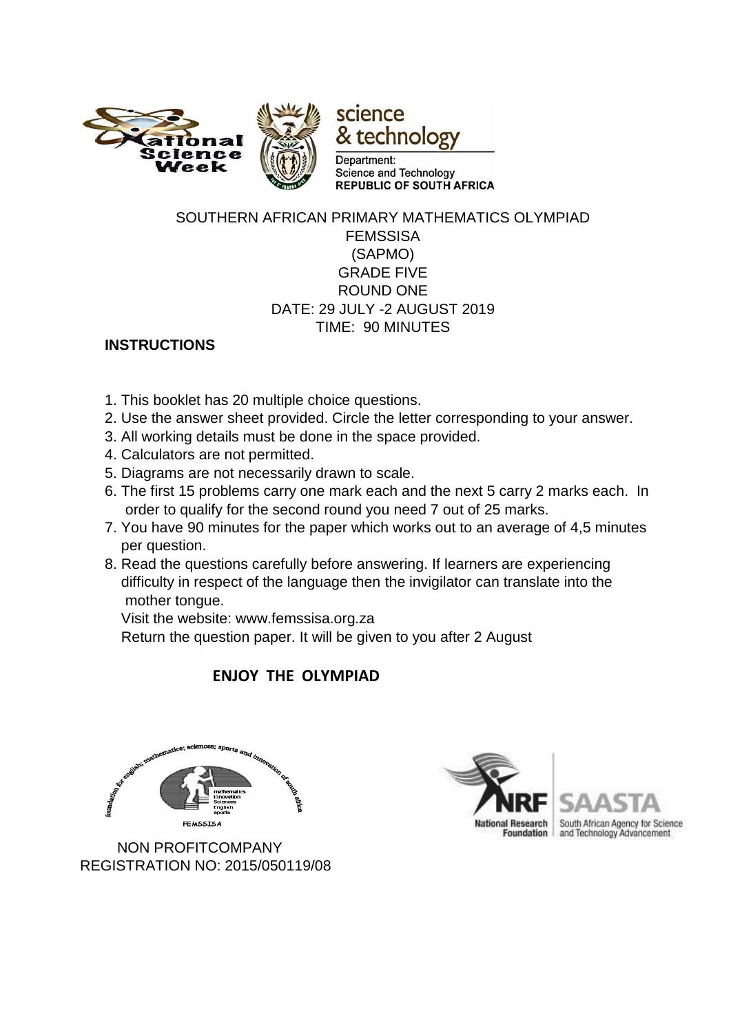SOUTHERN AFRICAN PRIMARY MATHEMATICS OLYMPIAD
FEMSSISA
(SAPMO)
GRADE FIVE
ROUND ONE
DATE: 29 JULY -2 AUGUST 2019
TIME: 90 MINUTES

**INSTRUCTIONS**

1. This booklet has 20 multiple choice questions.
2. Use the answer sheet provided. Circle the letter corresponding to your answer.
3. All working details must be done in the space provided.
4. Calculators are not permitted.
5. Diagrams are not necessarily drawn to scale.
6. The first 15 problems carry one mark each and the next 5 carry 2 marks each. In order to qualify for the second round you need 7 out of 25 marks.
7. You have 90 minutes for the paper which works out to an average of 4,5 minutes per question.
8. Read the questions carefully before answering. If learners are experiencing difficulty in respect of the language then the invigilator can translate into the mother tongue.

   Visit the website: www.femssisa.org.za

   Return the question paper. It will be given to you after 2 August

**ENJOY THE OLYMPIAD**

NON PROFITCOMPANY
REGISTRATION NO: 2015/050119/08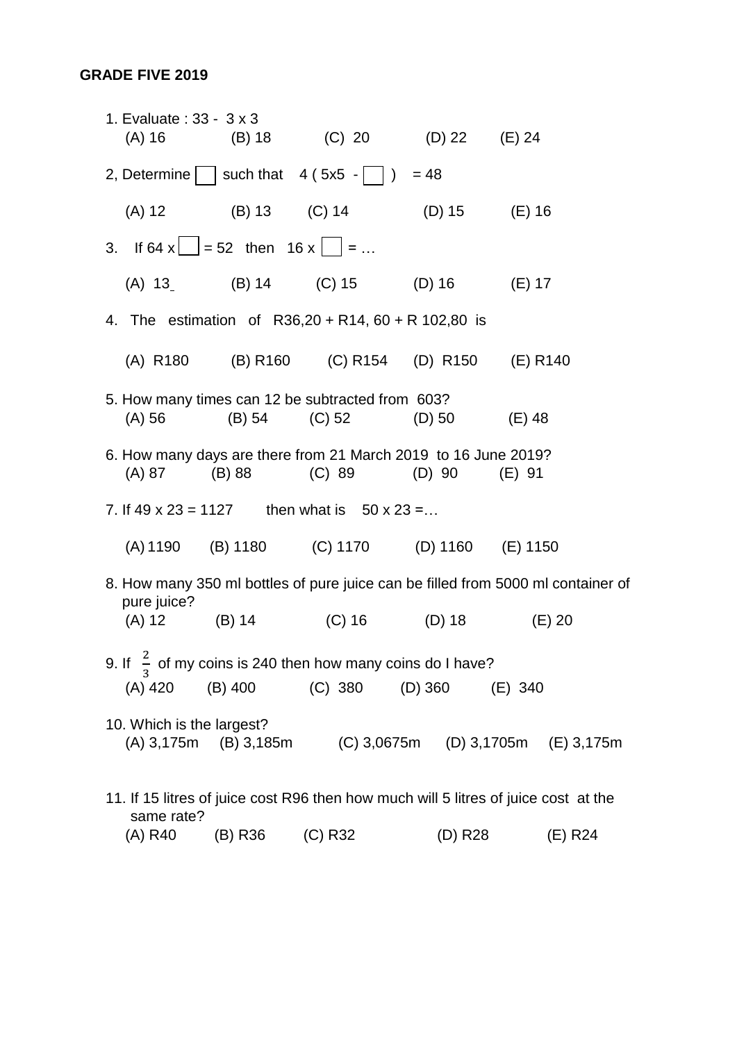**GRADE FIVE 2019**

1. Evaluate : 33 - 3 x 3
   (A) 16 (B) 18 (C) 20 (D) 22 (E) 24

2, Determine ☐ such that 4 ( 5x5 - ☐ ) = 48

   (A) 12 (B) 13 (C) 14 (D) 15 (E) 16

3. If 64 x ☐ = 52 then 16 x ☐ = …

   (A) 13 (B) 14 (C) 15 (D) 16 (E) 17

4. The estimation of R36,20 + R14, 60 + R 102,80 is

   (A) R180 (B) R160 (C) R154 (D) R150 (E) R140

5. How many times can 12 be subtracted from 603?
   (A) 56 (B) 54 (C) 52 (D) 50 (E) 48

6. How many days are there from 21 March 2019 to 16 June 2019?
   (A) 87 (B) 88 (C) 89 (D) 90 (E) 91

7. If 49 x 23 = 1127 then what is 50 x 23 =…

   (A) 1190 (B) 1180 (C) 1170 (D) 1160 (E) 1150

8. How many 350 ml bottles of pure juice can be filled from 5000 ml container of pure juice?
   (A) 12 (B) 14 (C) 16 (D) 18 (E) 20

9. If $\frac{2}{3}$ of my coins is 240 then how many coins do I have?
   (A) 420 (B) 400 (C) 380 (D) 360 (E) 340

10. Which is the largest?
    (A) 3,175m (B) 3,185m (C) 3,0675m (D) 3,1705m (E) 3,175m

11. If 15 litres of juice cost R96 then how much will 5 litres of juice cost at the same rate?
    (A) R40 (B) R36 (C) R32 (D) R28 (E) R24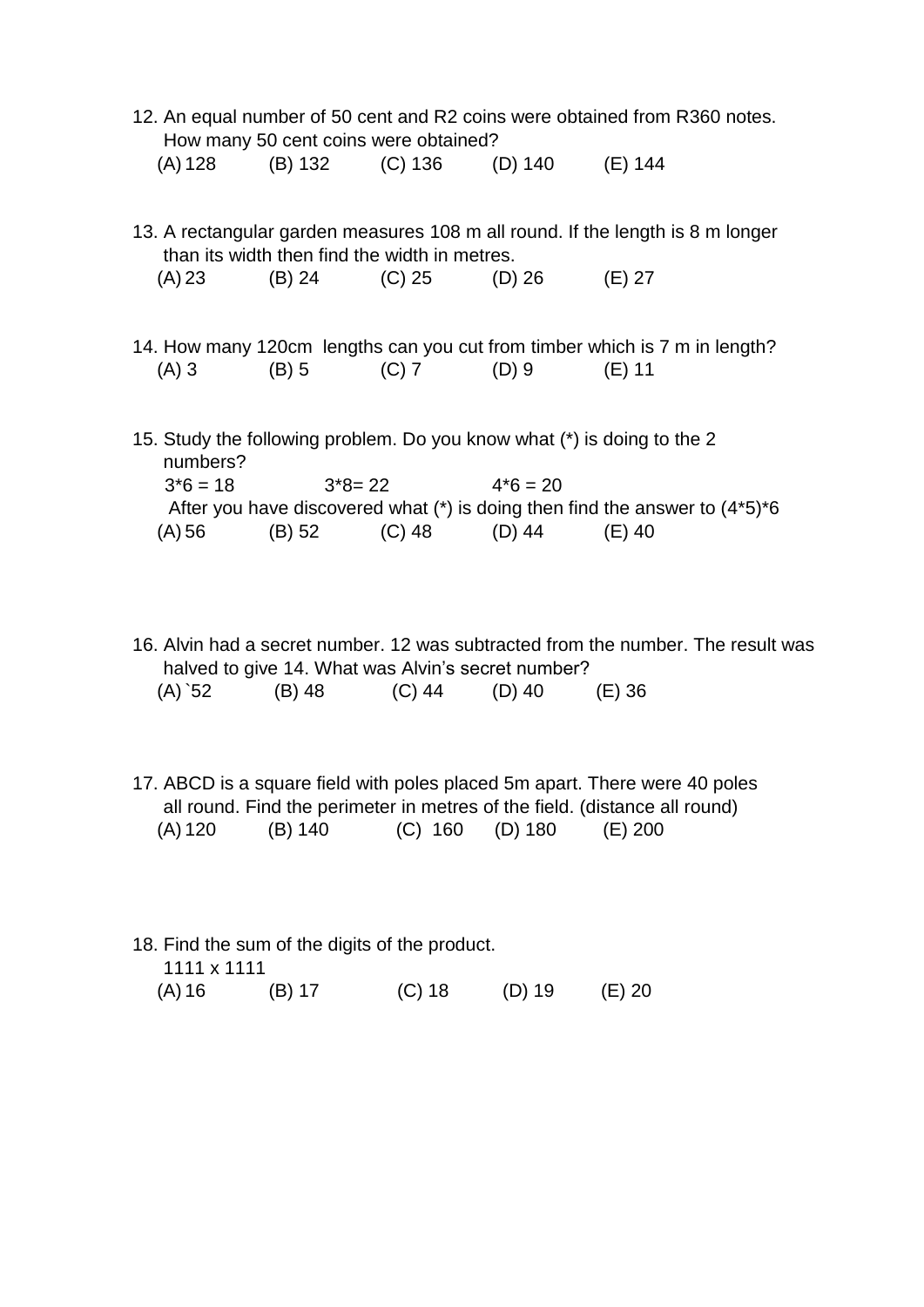12. An equal number of 50 cent and R2 coins were obtained from R360 notes. How many 50 cent coins were obtained?

    (A) 128 (B) 132 (C) 136 (D) 140 (E) 144

13. A rectangular garden measures 108 m all round. If the length is 8 m longer than its width then find the width in metres.

    (A) 23 (B) 24 (C) 25 (D) 26 (E) 27

14. How many 120cm lengths can you cut from timber which is 7 m in length?

    (A) 3 (B) 5 (C) 7 (D) 9 (E) 11

15. Study the following problem. Do you know what (*) is doing to the 2 numbers?

    3*6 = 18 3*8= 22 4*6 = 20

    After you have discovered what (*) is doing then find the answer to (4*5)*6

    (A) 56 (B) 52 (C) 48 (D) 44 (E) 40

16. Alvin had a secret number. 12 was subtracted from the number. The result was halved to give 14. What was Alvin's secret number?

    (A) `52 (B) 48 (C) 44 (D) 40 (E) 36

17. ABCD is a square field with poles placed 5m apart. There were 40 poles all round. Find the perimeter in metres of the field. (distance all round)

    (A) 120 (B) 140 (C) 160 (D) 180 (E) 200

18. Find the sum of the digits of the product.

    1111 x 1111

    (A) 16 (B) 17 (C) 18 (D) 19 (E) 20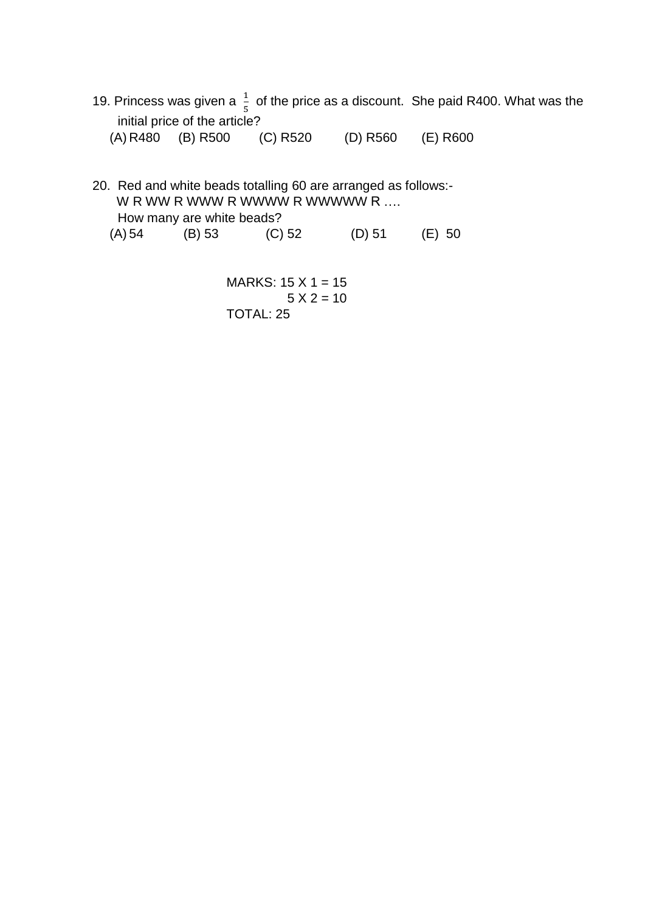19. Princess was given a $\frac{1}{5}$ of the price as a discount. She paid R400. What was the initial price of the article?

(A) R480 (B) R500 (C) R520 (D) R560 (E) R600

20. Red and white beads totalling 60 are arranged as follows:-

W R WW R WWW R WWWW R WWWWW R ….

How many are white beads?

(A) 54 (B) 53 (C) 52 (D) 51 (E) 50

MARKS: 15 X 1 = 15
5 X 2 = 10
TOTAL: 25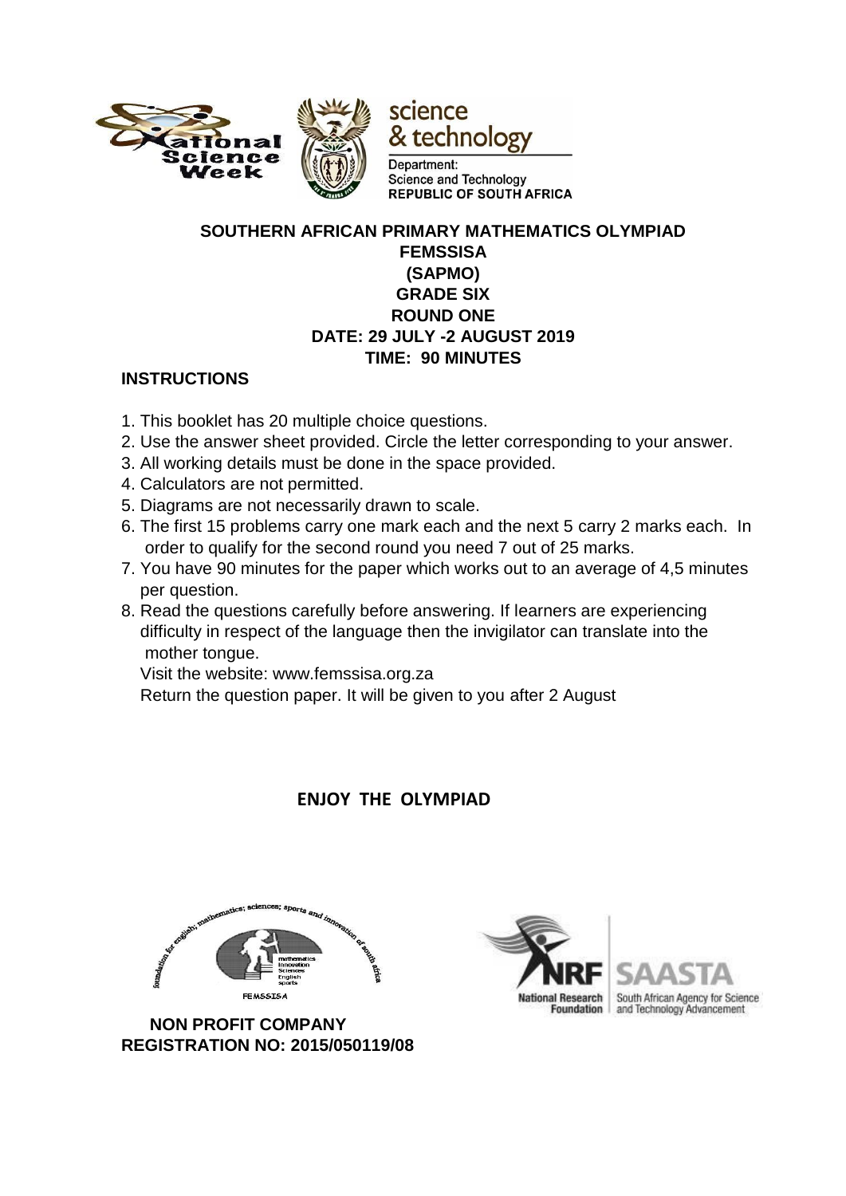**SOUTHERN AFRICAN PRIMARY MATHEMATICS OLYMPIAD**
**FEMSSISA**
**(SAPMO)**
**GRADE SIX**
**ROUND ONE**
**DATE: 29 JULY -2 AUGUST 2019**
**TIME: 90 MINUTES**

**INSTRUCTIONS**

1. This booklet has 20 multiple choice questions.
2. Use the answer sheet provided. Circle the letter corresponding to your answer.
3. All working details must be done in the space provided.
4. Calculators are not permitted.
5. Diagrams are not necessarily drawn to scale.
6. The first 15 problems carry one mark each and the next 5 carry 2 marks each. In order to qualify for the second round you need 7 out of 25 marks.
7. You have 90 minutes for the paper which works out to an average of 4,5 minutes per question.
8. Read the questions carefully before answering. If learners are experiencing difficulty in respect of the language then the invigilator can translate into the mother tongue.

   Visit the website: www.femssisa.org.za

   Return the question paper. It will be given to you after 2 August

**ENJOY THE OLYMPIAD**

**NON PROFIT COMPANY**
**REGISTRATION NO: 2015/050119/08**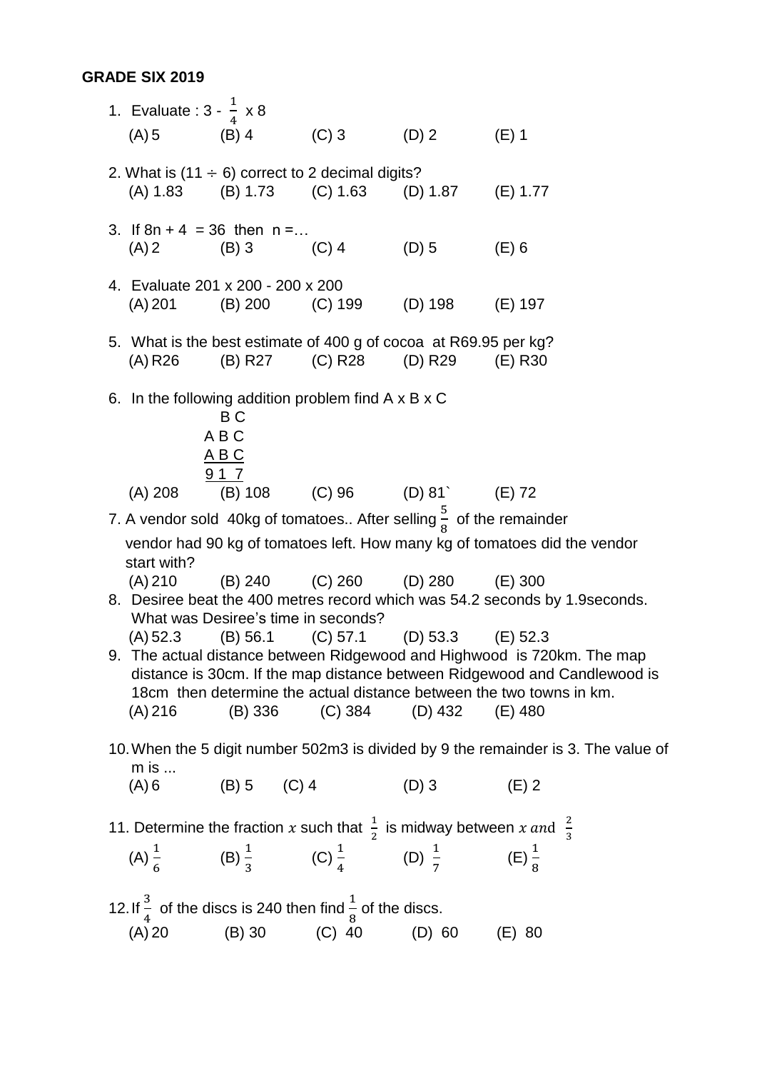**GRADE SIX 2019**

1. Evaluate : 3 - $\frac{1}{4}$ x 8
   (A) 5 (B) 4 (C) 3 (D) 2 (E) 1

2. What is (11 ÷ 6) correct to 2 decimal digits?
   (A) 1.83 (B) 1.73 (C) 1.63 (D) 1.87 (E) 1.77

3. If 8n + 4 = 36 then n =…
   (A) 2 (B) 3 (C) 4 (D) 5 (E) 6

4. Evaluate 201 x 200 - 200 x 200
   (A) 201 (B) 200 (C) 199 (D) 198 (E) 197

5. What is the best estimate of 400 g of cocoa at R69.95 per kg?
   (A) R26 (B) R27 (C) R28 (D) R29 (E) R30

6. In the following addition problem find A x B x C

```
  B C
A B C
A B C
-----
9 1 7
```

   (A) 208 (B) 108 (C) 96 (D) 81` (E) 72

7. A vendor sold 40kg of tomatoes.. After selling $\frac{5}{8}$ of the remainder vendor had 90 kg of tomatoes left. How many kg of tomatoes did the vendor start with?
   (A) 210 (B) 240 (C) 260 (D) 280 (E) 300

8. Desiree beat the 400 metres record which was 54.2 seconds by 1.9seconds. What was Desiree's time in seconds?
   (A) 52.3 (B) 56.1 (C) 57.1 (D) 53.3 (E) 52.3

9. The actual distance between Ridgewood and Highwood is 720km. The map distance is 30cm. If the map distance between Ridgewood and Candlewood is 18cm then determine the actual distance between the two towns in km.
   (A) 216 (B) 336 (C) 384 (D) 432 (E) 480

10. When the 5 digit number 502m3 is divided by 9 the remainder is 3. The value of m is ...
    (A) 6 (B) 5 (C) 4 (D) 3 (E) 2

11. Determine the fraction $x$ such that $\frac{1}{2}$ is midway between $x$ and $\frac{2}{3}$
    (A) $\frac{1}{6}$ (B) $\frac{1}{3}$ (C) $\frac{1}{4}$ (D) $\frac{1}{7}$ (E) $\frac{1}{8}$

12. If $\frac{3}{4}$ of the discs is 240 then find $\frac{1}{8}$ of the discs.
    (A) 20 (B) 30 (C) 40 (D) 60 (E) 80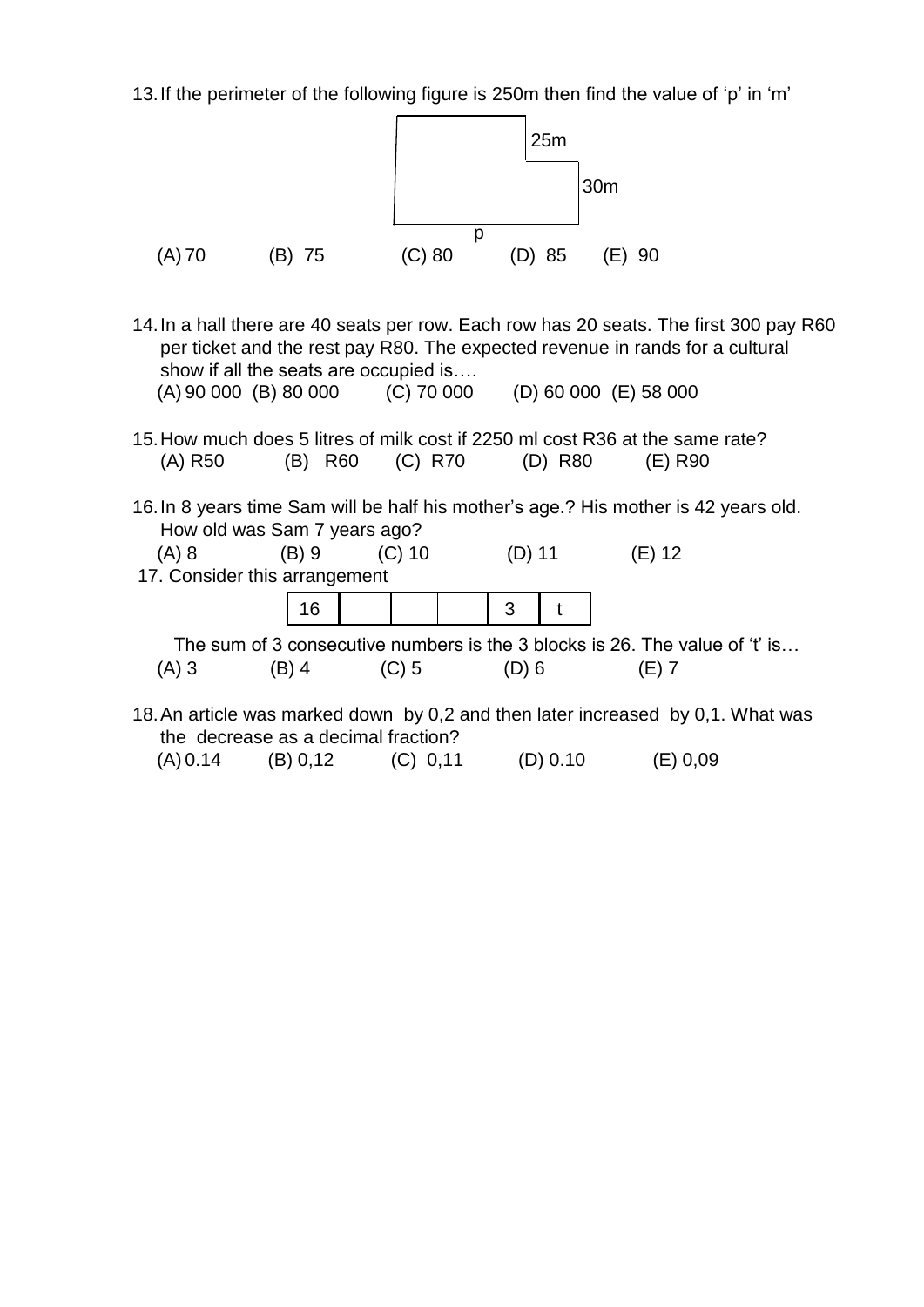13. If the perimeter of the following figure is 250m then find the value of 'p' in 'm'

25m

30m

p

(A) 70 (B) 75 (C) 80 (D) 85 (E) 90

14. In a hall there are 40 seats per row. Each row has 20 seats. The first 300 pay R60 per ticket and the rest pay R80. The expected revenue in rands for a cultural show if all the seats are occupied is….

(A) 90 000 (B) 80 000 (C) 70 000 (D) 60 000 (E) 58 000

15. How much does 5 litres of milk cost if 2250 ml cost R36 at the same rate?

(A) R50 (B) R60 (C) R70 (D) R80 (E) R90

16. In 8 years time Sam will be half his mother's age.? His mother is 42 years old. How old was Sam 7 years ago?

(A) 8 (B) 9 (C) 10 (D) 11 (E) 12

17. Consider this arrangement

| 16 | | | | 3 | t |
|---|---|---|---|---|---|

The sum of 3 consecutive numbers is the 3 blocks is 26. The value of 't' is…

(A) 3 (B) 4 (C) 5 (D) 6 (E) 7

18. An article was marked down by 0,2 and then later increased by 0,1. What was the decrease as a decimal fraction?

(A) 0.14 (B) 0,12 (C) 0,11 (D) 0.10 (E) 0,09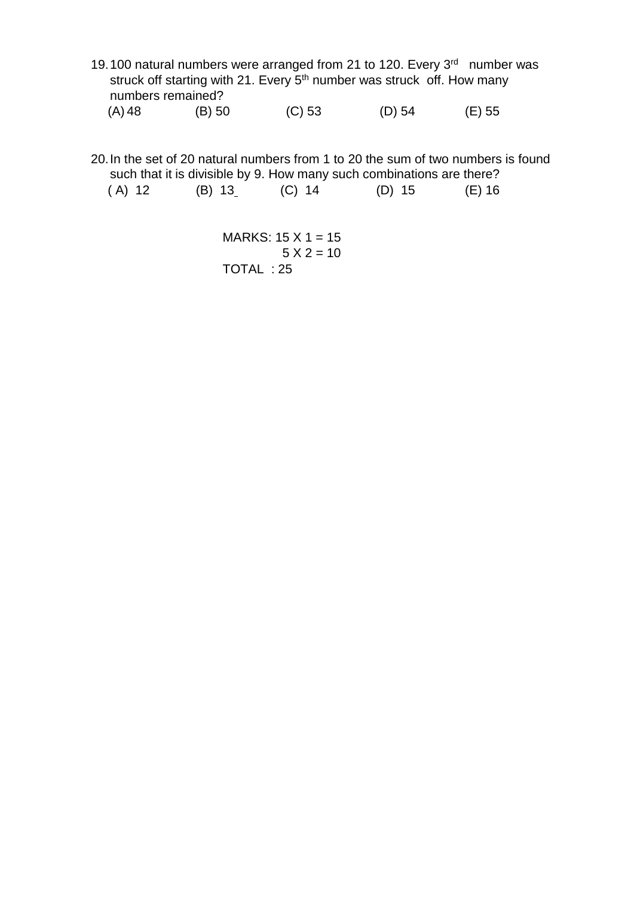19. 100 natural numbers were arranged from 21 to 120. Every 3rd number was struck off starting with 21. Every 5th number was struck off. How many numbers remained?

    (A) 48 (B) 50 (C) 53 (D) 54 (E) 55

20. In the set of 20 natural numbers from 1 to 20 the sum of two numbers is found such that it is divisible by 9. How many such combinations are there?

    (A) 12 (B) 13 (C) 14 (D) 15 (E) 16

MARKS: 15 X 1 = 15
5 X 2 = 10
TOTAL : 25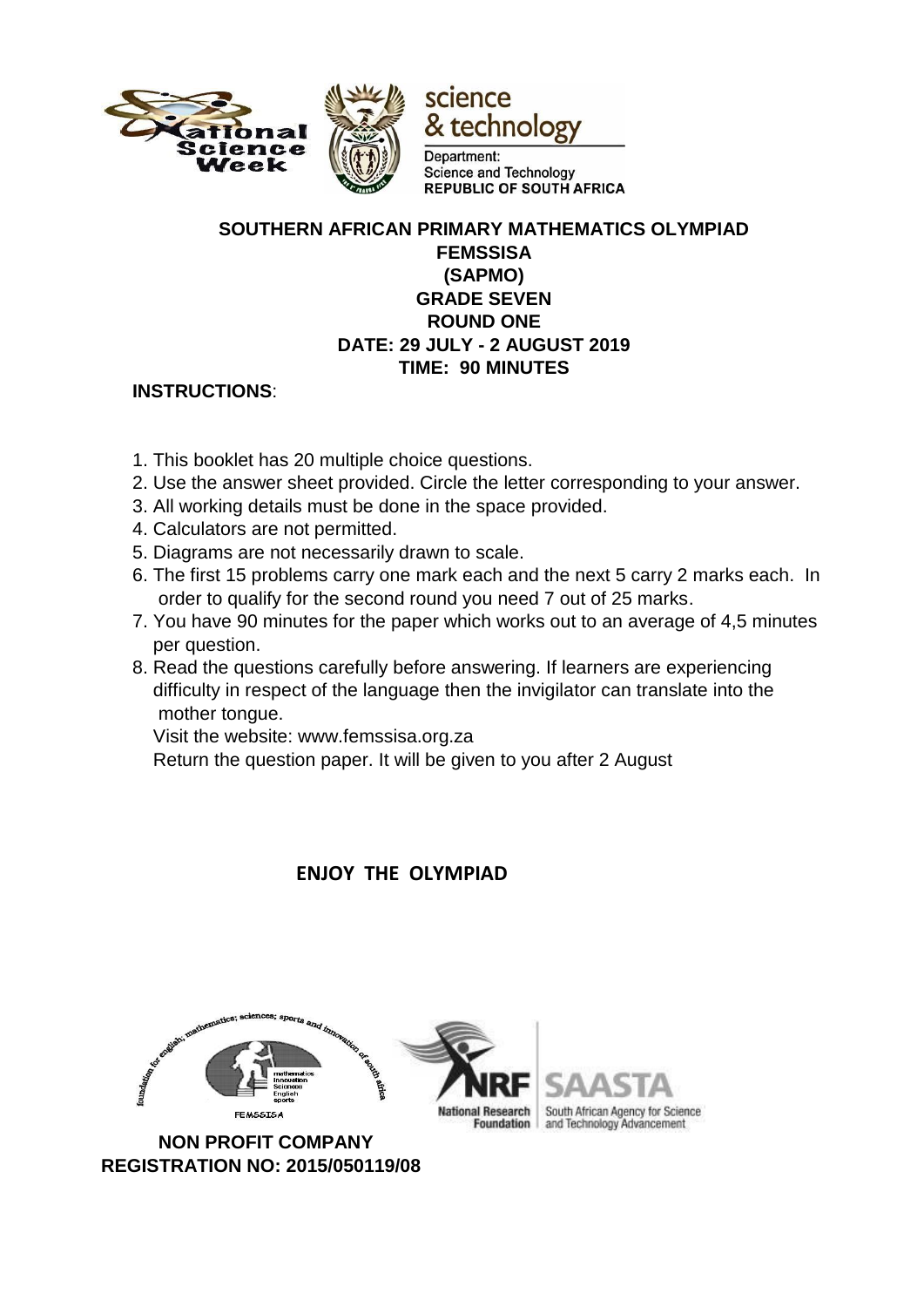**SOUTHERN AFRICAN PRIMARY MATHEMATICS OLYMPIAD**
**FEMSSISA**
**(SAPMO)**
**GRADE SEVEN**
**ROUND ONE**
**DATE: 29 JULY - 2 AUGUST 2019**
**TIME: 90 MINUTES**

**INSTRUCTIONS**:

1. This booklet has 20 multiple choice questions.
2. Use the answer sheet provided. Circle the letter corresponding to your answer.
3. All working details must be done in the space provided.
4. Calculators are not permitted.
5. Diagrams are not necessarily drawn to scale.
6. The first 15 problems carry one mark each and the next 5 carry 2 marks each. In order to qualify for the second round you need 7 out of 25 marks.
7. You have 90 minutes for the paper which works out to an average of 4,5 minutes per question.
8. Read the questions carefully before answering. If learners are experiencing difficulty in respect of the language then the invigilator can translate into the mother tongue.

   Visit the website: www.femssisa.org.za

   Return the question paper. It will be given to you after 2 August

**ENJOY THE OLYMPIAD**

**NON PROFIT COMPANY**
**REGISTRATION NO: 2015/050119/08**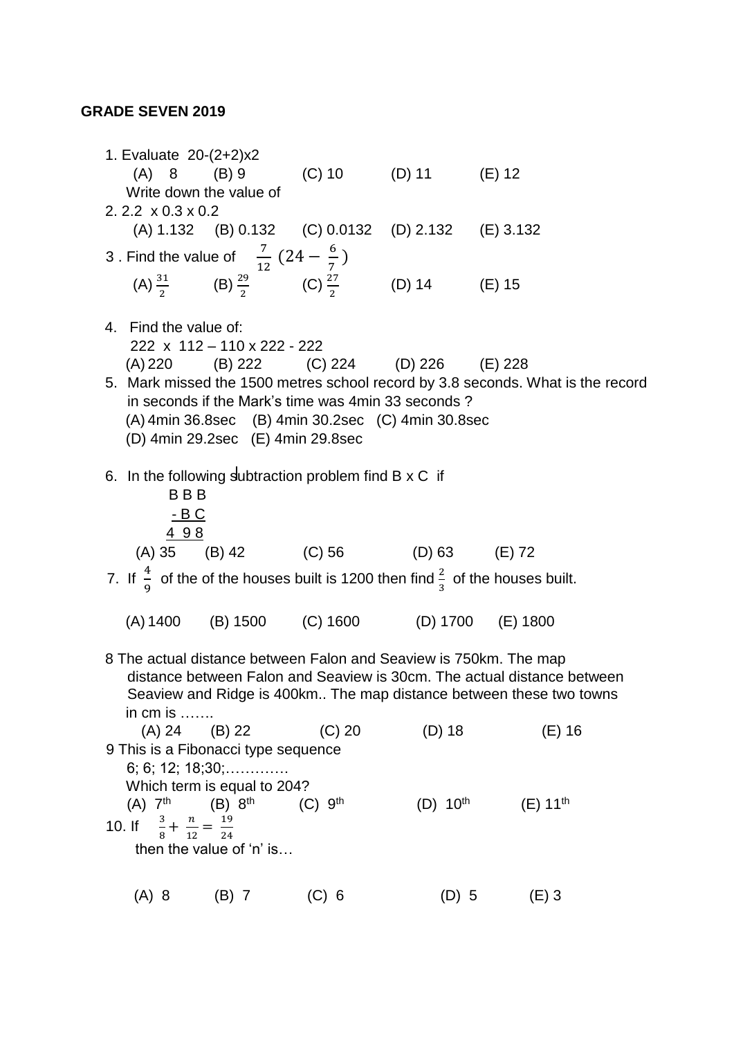**GRADE SEVEN 2019**

1. Evaluate 20-(2+2)x2

   (A) 8 (B) 9 (C) 10 (D) 11 (E) 12

   Write down the value of

2. 2.2 x 0.3 x 0.2

   (A) 1.132 (B) 0.132 (C) 0.0132 (D) 2.132 (E) 3.132

3. Find the value of $\frac{7}{12}\left(24-\frac{6}{7}\right)$

   (A) $\frac{31}{2}$ (B) $\frac{29}{2}$ (C) $\frac{27}{2}$ (D) 14 (E) 15

4. Find the value of:

   222 x 112 – 110 x 222 - 222

   (A) 220 (B) 222 (C) 224 (D) 226 (E) 228

5. Mark missed the 1500 metres school record by 3.8 seconds. What is the record in seconds if the Mark's time was 4min 33 seconds ?

   (A) 4min 36.8sec (B) 4min 30.2sec (C) 4min 30.8sec
   (D) 4min 29.2sec (E) 4min 29.8sec

6. In the following subtraction problem find B x C if

```
 B B B
 - B C
 4 9 8
```

   (A) 35 (B) 42 (C) 56 (D) 63 (E) 72

7. If $\frac{4}{9}$ of the of the houses built is 1200 then find $\frac{2}{3}$ of the houses built.

   (A) 1400 (B) 1500 (C) 1600 (D) 1700 (E) 1800

8. The actual distance between Falon and Seaview is 750km. The map distance between Falon and Seaview is 30cm. The actual distance between Seaview and Ridge is 400km.. The map distance between these two towns in cm is …….

   (A) 24 (B) 22 (C) 20 (D) 18 (E) 16

9. This is a Fibonacci type sequence

   6; 6; 12; 18;30;………….

   Which term is equal to 204?

   (A) 7th (B) 8th (C) 9th (D) 10th (E) 11th

10. If $\frac{3}{8}+\frac{n}{12}=\frac{19}{24}$

    then the value of 'n' is…

    (A) 8 (B) 7 (C) 6 (D) 5 (E) 3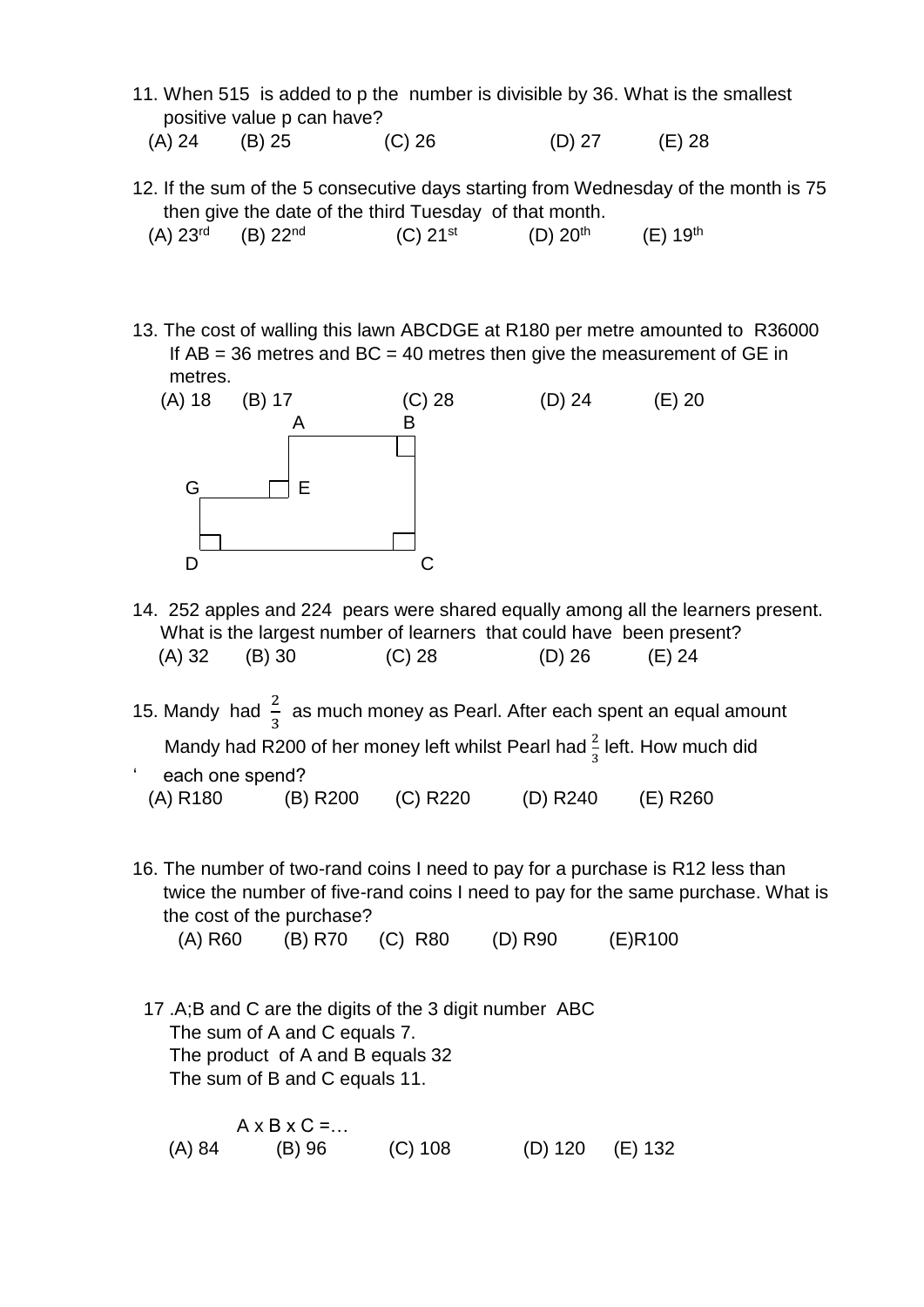11. When 515 is added to p the number is divisible by 36. What is the smallest positive value p can have?

(A) 24 (B) 25 (C) 26 (D) 27 (E) 28

12. If the sum of the 5 consecutive days starting from Wednesday of the month is 75 then give the date of the third Tuesday of that month.

(A) 23rd (B) 22nd (C) 21st (D) 20th (E) 19th

13. The cost of walling this lawn ABCDGE at R180 per metre amounted to R36000 If AB = 36 metres and BC = 40 metres then give the measurement of GE in metres.

(A) 18 (B) 17 (C) 28 (D) 24 (E) 20

A B

G E

D C

14. 252 apples and 224 pears were shared equally among all the learners present. What is the largest number of learners that could have been present?

(A) 32 (B) 30 (C) 28 (D) 26 (E) 24

15. Mandy had $\frac{2}{3}$ as much money as Pearl. After each spent an equal amount Mandy had R200 of her money left whilst Pearl had $\frac{2}{3}$ left. How much did each one spend?

(A) R180 (B) R200 (C) R220 (D) R240 (E) R260

16. The number of two-rand coins I need to pay for a purchase is R12 less than twice the number of five-rand coins I need to pay for the same purchase. What is the cost of the purchase?

(A) R60 (B) R70 (C) R80 (D) R90 (E) R100

17. A;B and C are the digits of the 3 digit number ABC
The sum of A and C equals 7.
The product of A and B equals 32
The sum of B and C equals 11.

A x B x C =…

(A) 84 (B) 96 (C) 108 (D) 120 (E) 132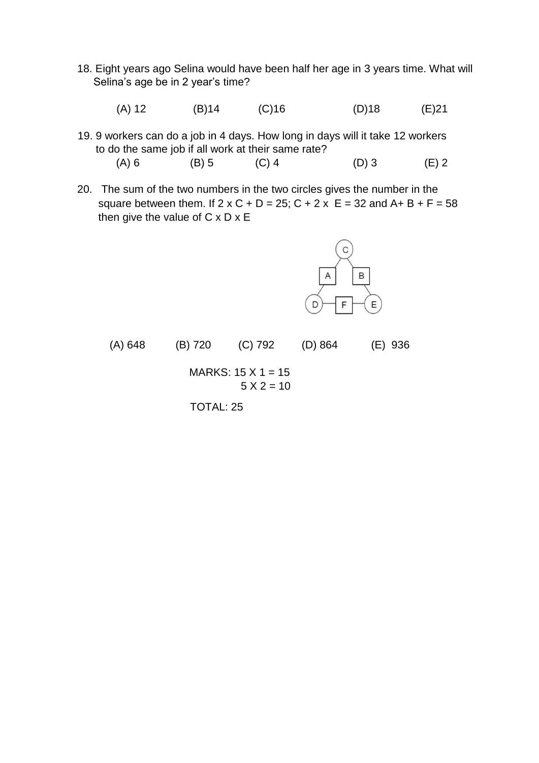18. Eight years ago Selina would have been half her age in 3 years time. What will Selina's age be in 2 year's time?

(A) 12 (B)14 (C)16 (D)18 (E)21

19. 9 workers can do a job in 4 days. How long in days will it take 12 workers to do the same job if all work at their same rate?

(A) 6 (B) 5 (C) 4 (D) 3 (E) 2

20. The sum of the two numbers in the two circles gives the number in the square between them. If $2 \times C + D = 25$; $C + 2 \times E = 32$ and $A + B + F = 58$ then give the value of $C \times D \times E$

C

A B

D F E

(A) 648 (B) 720 (C) 792 (D) 864 (E) 936

MARKS: 15 X 1 = 15
5 X 2 = 10

TOTAL: 25